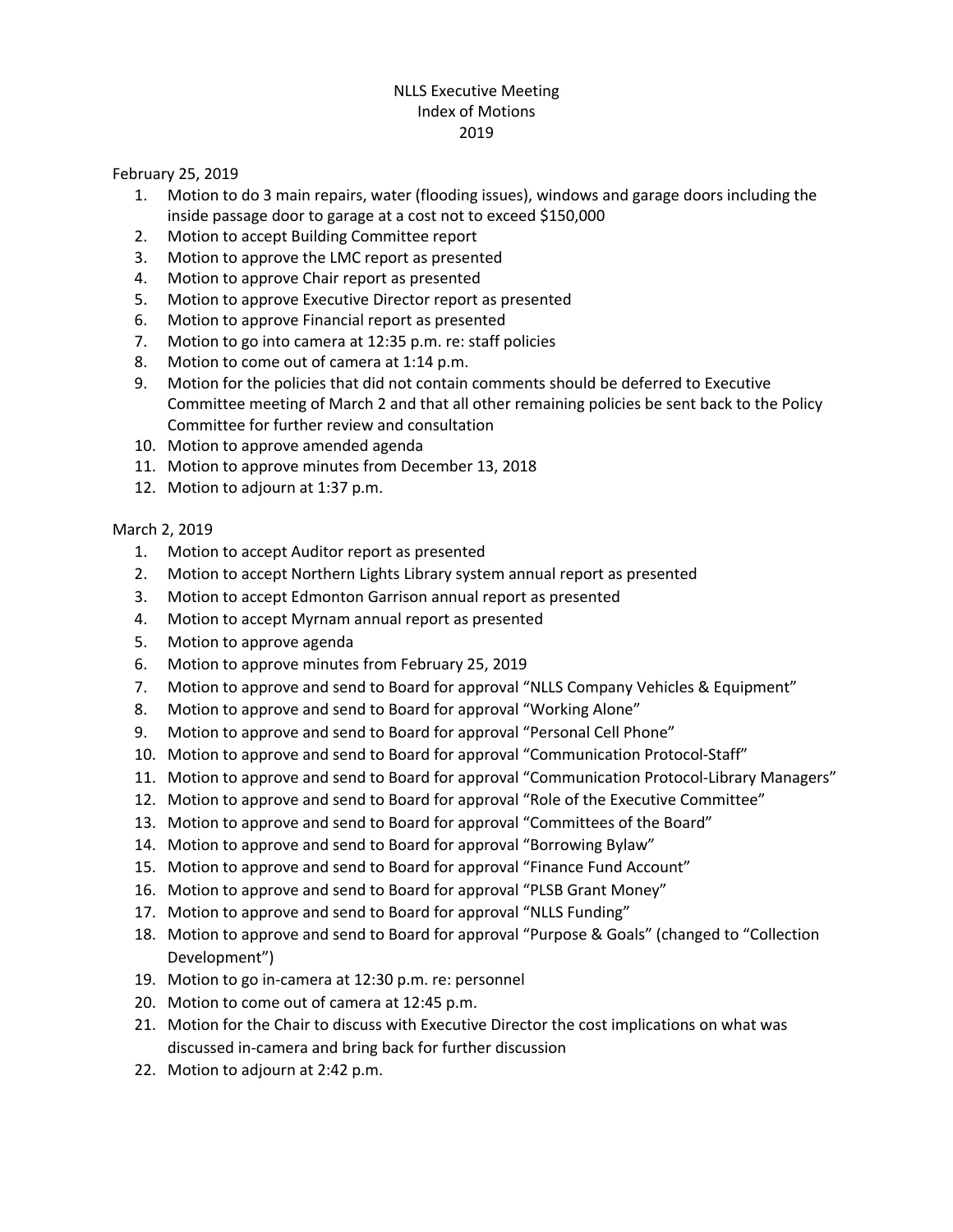# NLLS Executive Meeting
## Index of Motions
## 2019

February 25, 2019

1. Motion to do 3 main repairs, water (flooding issues), windows and garage doors including the inside passage door to garage at a cost not to exceed $150,000
2. Motion to accept Building Committee report
3. Motion to approve the LMC report as presented
4. Motion to approve Chair report as presented
5. Motion to approve Executive Director report as presented
6. Motion to approve Financial report as presented
7. Motion to go into camera at 12:35 p.m. re: staff policies
8. Motion to come out of camera at 1:14 p.m.
9. Motion for the policies that did not contain comments should be deferred to Executive Committee meeting of March 2 and that all other remaining policies be sent back to the Policy Committee for further review and consultation
10. Motion to approve amended agenda
11. Motion to approve minutes from December 13, 2018
12. Motion to adjourn at 1:37 p.m.

March 2, 2019

1. Motion to accept Auditor report as presented
2. Motion to accept Northern Lights Library system annual report as presented
3. Motion to accept Edmonton Garrison annual report as presented
4. Motion to accept Myrnam annual report as presented
5. Motion to approve agenda
6. Motion to approve minutes from February 25, 2019
7. Motion to approve and send to Board for approval "NLLS Company Vehicles & Equipment"
8. Motion to approve and send to Board for approval "Working Alone"
9. Motion to approve and send to Board for approval "Personal Cell Phone"
10. Motion to approve and send to Board for approval "Communication Protocol-Staff"
11. Motion to approve and send to Board for approval "Communication Protocol-Library Managers"
12. Motion to approve and send to Board for approval "Role of the Executive Committee"
13. Motion to approve and send to Board for approval "Committees of the Board"
14. Motion to approve and send to Board for approval "Borrowing Bylaw"
15. Motion to approve and send to Board for approval "Finance Fund Account"
16. Motion to approve and send to Board for approval "PLSB Grant Money"
17. Motion to approve and send to Board for approval "NLLS Funding"
18. Motion to approve and send to Board for approval "Purpose & Goals" (changed to "Collection Development")
19. Motion to go in-camera at 12:30 p.m. re: personnel
20. Motion to come out of camera at 12:45 p.m.
21. Motion for the Chair to discuss with Executive Director the cost implications on what was discussed in-camera and bring back for further discussion
22. Motion to adjourn at 2:42 p.m.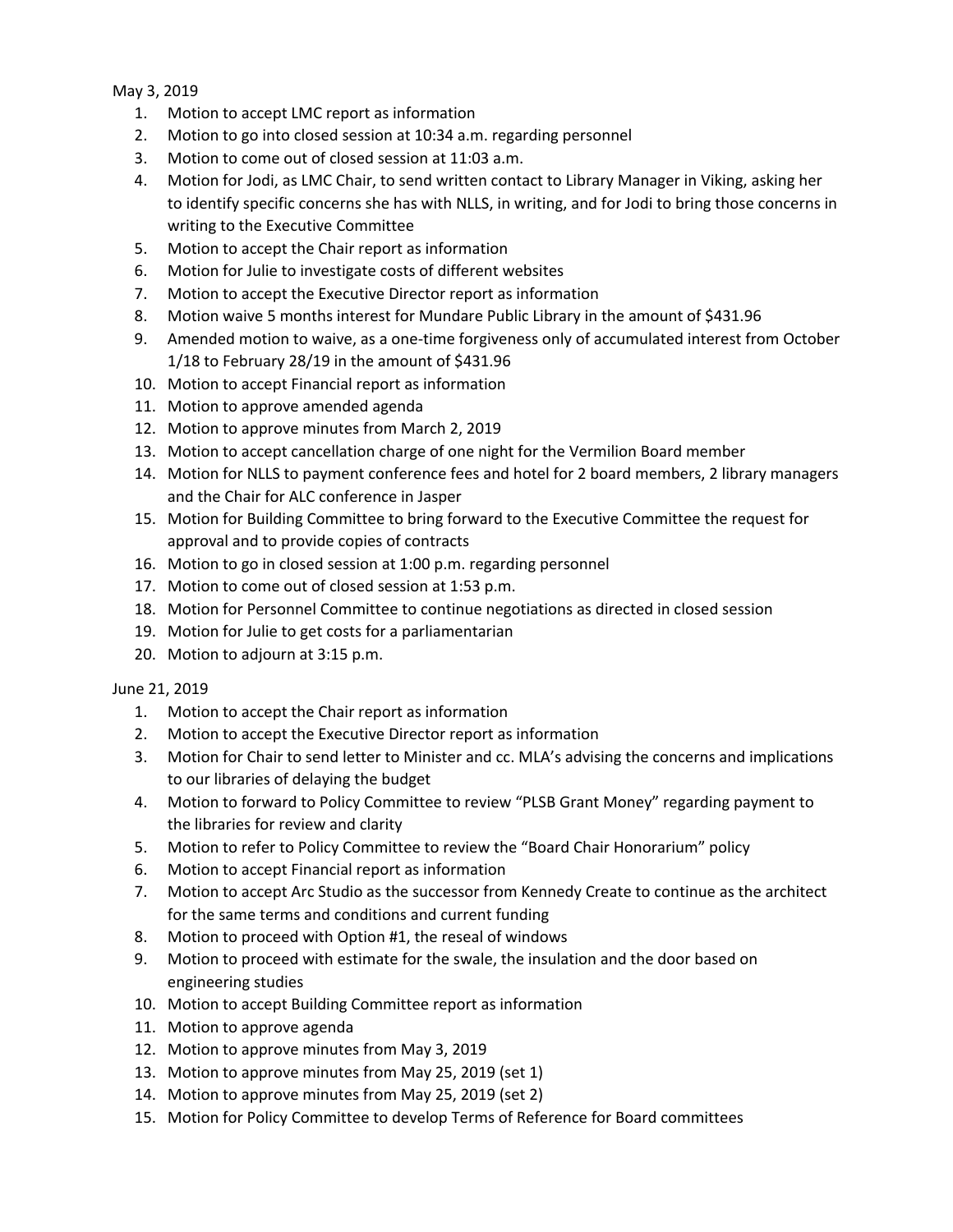May 3, 2019

1. Motion to accept LMC report as information
2. Motion to go into closed session at 10:34 a.m. regarding personnel
3. Motion to come out of closed session at 11:03 a.m.
4. Motion for Jodi, as LMC Chair, to send written contact to Library Manager in Viking, asking her to identify specific concerns she has with NLLS, in writing, and for Jodi to bring those concerns in writing to the Executive Committee
5. Motion to accept the Chair report as information
6. Motion for Julie to investigate costs of different websites
7. Motion to accept the Executive Director report as information
8. Motion waive 5 months interest for Mundare Public Library in the amount of $431.96
9. Amended motion to waive, as a one-time forgiveness only of accumulated interest from October 1/18 to February 28/19 in the amount of $431.96
10. Motion to accept Financial report as information
11. Motion to approve amended agenda
12. Motion to approve minutes from March 2, 2019
13. Motion to accept cancellation charge of one night for the Vermilion Board member
14. Motion for NLLS to payment conference fees and hotel for 2 board members, 2 library managers and the Chair for ALC conference in Jasper
15. Motion for Building Committee to bring forward to the Executive Committee the request for approval and to provide copies of contracts
16. Motion to go in closed session at 1:00 p.m. regarding personnel
17. Motion to come out of closed session at 1:53 p.m.
18. Motion for Personnel Committee to continue negotiations as directed in closed session
19. Motion for Julie to get costs for a parliamentarian
20. Motion to adjourn at 3:15 p.m.

June 21, 2019

1. Motion to accept the Chair report as information
2. Motion to accept the Executive Director report as information
3. Motion for Chair to send letter to Minister and cc. MLA's advising the concerns and implications to our libraries of delaying the budget
4. Motion to forward to Policy Committee to review "PLSB Grant Money" regarding payment to the libraries for review and clarity
5. Motion to refer to Policy Committee to review the "Board Chair Honorarium" policy
6. Motion to accept Financial report as information
7. Motion to accept Arc Studio as the successor from Kennedy Create to continue as the architect for the same terms and conditions and current funding
8. Motion to proceed with Option #1, the reseal of windows
9. Motion to proceed with estimate for the swale, the insulation and the door based on engineering studies
10. Motion to accept Building Committee report as information
11. Motion to approve agenda
12. Motion to approve minutes from May 3, 2019
13. Motion to approve minutes from May 25, 2019 (set 1)
14. Motion to approve minutes from May 25, 2019 (set 2)
15. Motion for Policy Committee to develop Terms of Reference for Board committees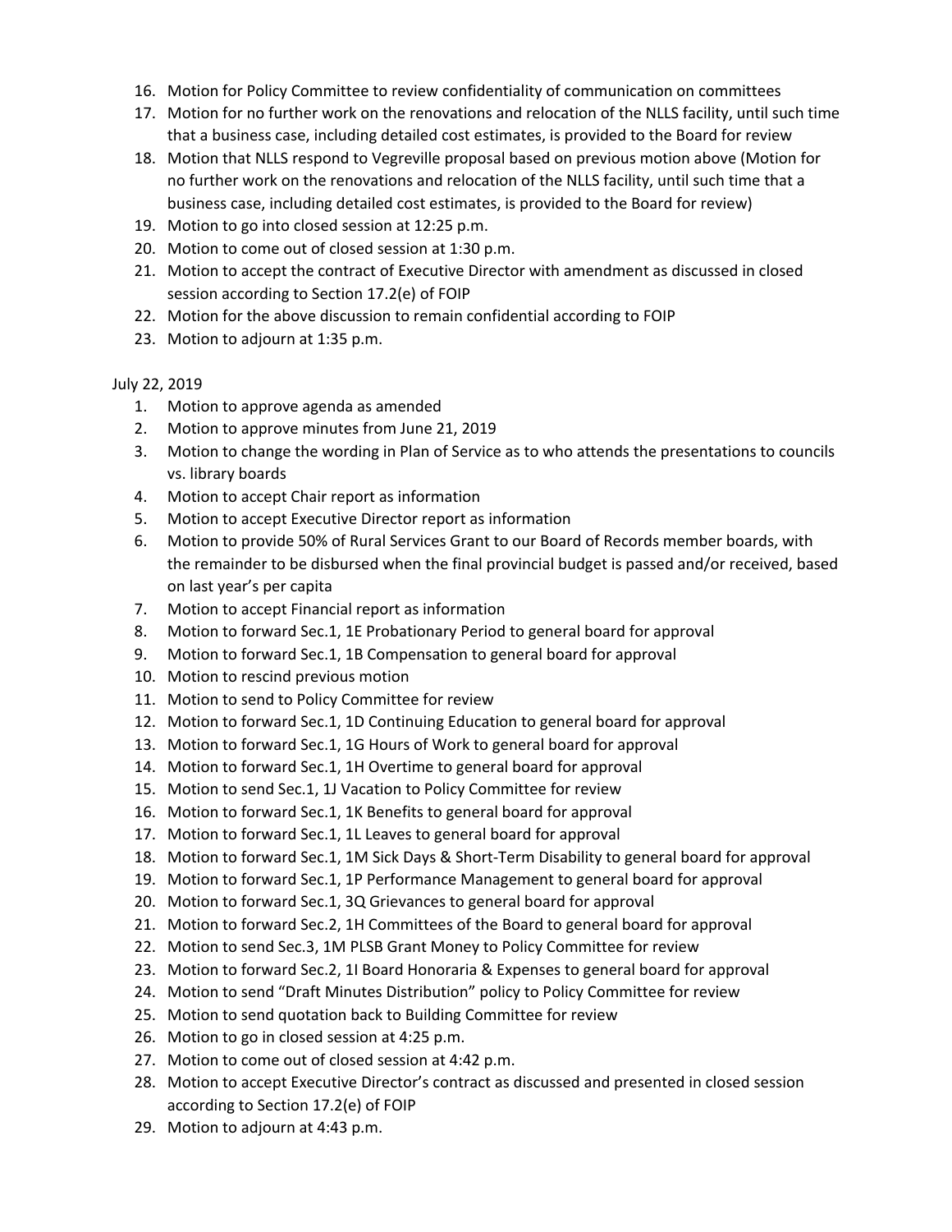16. Motion for Policy Committee to review confidentiality of communication on committees
17. Motion for no further work on the renovations and relocation of the NLLS facility, until such time that a business case, including detailed cost estimates, is provided to the Board for review
18. Motion that NLLS respond to Vegreville proposal based on previous motion above (Motion for no further work on the renovations and relocation of the NLLS facility, until such time that a business case, including detailed cost estimates, is provided to the Board for review)
19. Motion to go into closed session at 12:25 p.m.
20. Motion to come out of closed session at 1:30 p.m.
21. Motion to accept the contract of Executive Director with amendment as discussed in closed session according to Section 17.2(e) of FOIP
22. Motion for the above discussion to remain confidential according to FOIP
23. Motion to adjourn at 1:35 p.m.

July 22, 2019

1. Motion to approve agenda as amended
2. Motion to approve minutes from June 21, 2019
3. Motion to change the wording in Plan of Service as to who attends the presentations to councils vs. library boards
4. Motion to accept Chair report as information
5. Motion to accept Executive Director report as information
6. Motion to provide 50% of Rural Services Grant to our Board of Records member boards, with the remainder to be disbursed when the final provincial budget is passed and/or received, based on last year's per capita
7. Motion to accept Financial report as information
8. Motion to forward Sec.1, 1E Probationary Period to general board for approval
9. Motion to forward Sec.1, 1B Compensation to general board for approval
10. Motion to rescind previous motion
11. Motion to send to Policy Committee for review
12. Motion to forward Sec.1, 1D Continuing Education to general board for approval
13. Motion to forward Sec.1, 1G Hours of Work to general board for approval
14. Motion to forward Sec.1, 1H Overtime to general board for approval
15. Motion to send Sec.1, 1J Vacation to Policy Committee for review
16. Motion to forward Sec.1, 1K Benefits to general board for approval
17. Motion to forward Sec.1, 1L Leaves to general board for approval
18. Motion to forward Sec.1, 1M Sick Days & Short-Term Disability to general board for approval
19. Motion to forward Sec.1, 1P Performance Management to general board for approval
20. Motion to forward Sec.1, 3Q Grievances to general board for approval
21. Motion to forward Sec.2, 1H Committees of the Board to general board for approval
22. Motion to send Sec.3, 1M PLSB Grant Money to Policy Committee for review
23. Motion to forward Sec.2, 1I Board Honoraria & Expenses to general board for approval
24. Motion to send "Draft Minutes Distribution" policy to Policy Committee for review
25. Motion to send quotation back to Building Committee for review
26. Motion to go in closed session at 4:25 p.m.
27. Motion to come out of closed session at 4:42 p.m.
28. Motion to accept Executive Director's contract as discussed and presented in closed session according to Section 17.2(e) of FOIP
29. Motion to adjourn at 4:43 p.m.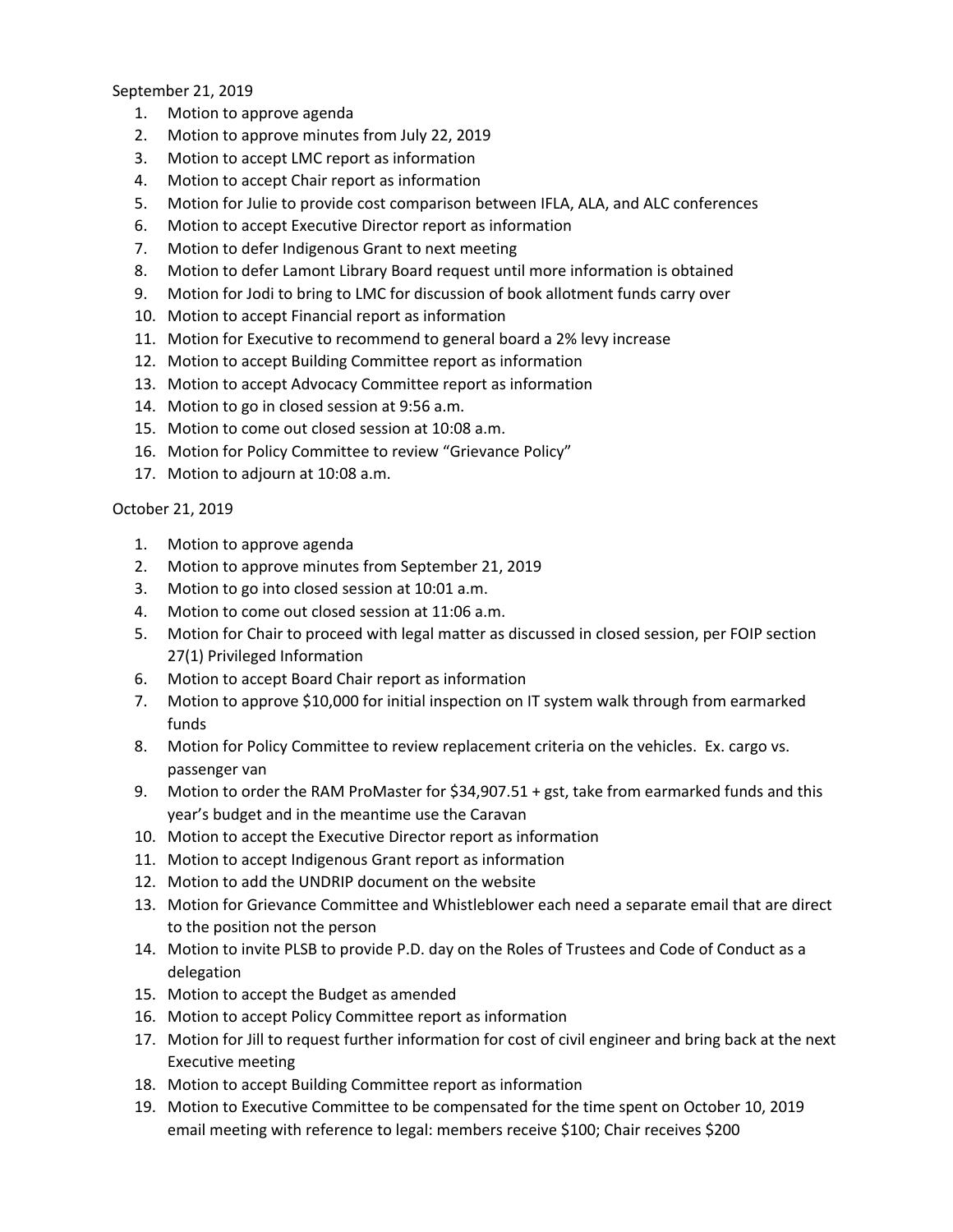September 21, 2019

1. Motion to approve agenda
2. Motion to approve minutes from July 22, 2019
3. Motion to accept LMC report as information
4. Motion to accept Chair report as information
5. Motion for Julie to provide cost comparison between IFLA, ALA, and ALC conferences
6. Motion to accept Executive Director report as information
7. Motion to defer Indigenous Grant to next meeting
8. Motion to defer Lamont Library Board request until more information is obtained
9. Motion for Jodi to bring to LMC for discussion of book allotment funds carry over
10. Motion to accept Financial report as information
11. Motion for Executive to recommend to general board a 2% levy increase
12. Motion to accept Building Committee report as information
13. Motion to accept Advocacy Committee report as information
14. Motion to go in closed session at 9:56 a.m.
15. Motion to come out closed session at 10:08 a.m.
16. Motion for Policy Committee to review "Grievance Policy"
17. Motion to adjourn at 10:08 a.m.

October 21, 2019

1. Motion to approve agenda
2. Motion to approve minutes from September 21, 2019
3. Motion to go into closed session at 10:01 a.m.
4. Motion to come out closed session at 11:06 a.m.
5. Motion for Chair to proceed with legal matter as discussed in closed session, per FOIP section 27(1) Privileged Information
6. Motion to accept Board Chair report as information
7. Motion to approve $10,000 for initial inspection on IT system walk through from earmarked funds
8. Motion for Policy Committee to review replacement criteria on the vehicles. Ex. cargo vs. passenger van
9. Motion to order the RAM ProMaster for $34,907.51 + gst, take from earmarked funds and this year's budget and in the meantime use the Caravan
10. Motion to accept the Executive Director report as information
11. Motion to accept Indigenous Grant report as information
12. Motion to add the UNDRIP document on the website
13. Motion for Grievance Committee and Whistleblower each need a separate email that are direct to the position not the person
14. Motion to invite PLSB to provide P.D. day on the Roles of Trustees and Code of Conduct as a delegation
15. Motion to accept the Budget as amended
16. Motion to accept Policy Committee report as information
17. Motion for Jill to request further information for cost of civil engineer and bring back at the next Executive meeting
18. Motion to accept Building Committee report as information
19. Motion to Executive Committee to be compensated for the time spent on October 10, 2019 email meeting with reference to legal: members receive $100; Chair receives $200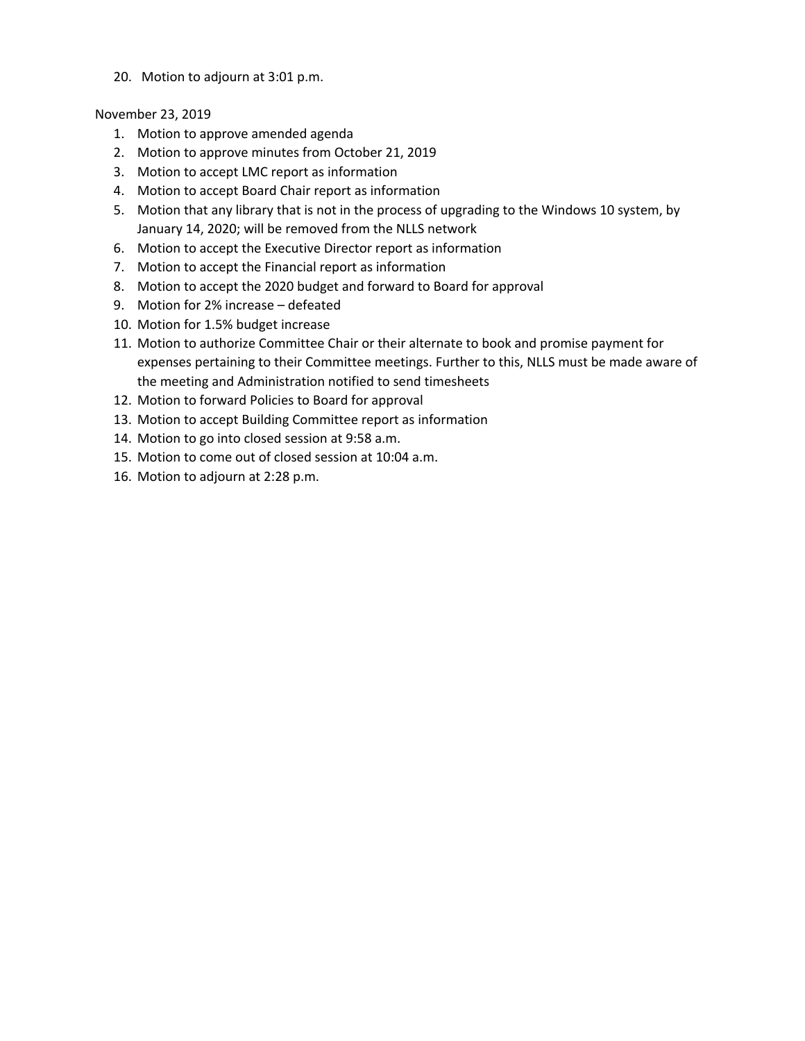20. Motion to adjourn at 3:01 p.m.

November 23, 2019

1. Motion to approve amended agenda
2. Motion to approve minutes from October 21, 2019
3. Motion to accept LMC report as information
4. Motion to accept Board Chair report as information
5. Motion that any library that is not in the process of upgrading to the Windows 10 system, by January 14, 2020; will be removed from the NLLS network
6. Motion to accept the Executive Director report as information
7. Motion to accept the Financial report as information
8. Motion to accept the 2020 budget and forward to Board for approval
9. Motion for 2% increase – defeated
10. Motion for 1.5% budget increase
11. Motion to authorize Committee Chair or their alternate to book and promise payment for expenses pertaining to their Committee meetings. Further to this, NLLS must be made aware of the meeting and Administration notified to send timesheets
12. Motion to forward Policies to Board for approval
13. Motion to accept Building Committee report as information
14. Motion to go into closed session at 9:58 a.m.
15. Motion to come out of closed session at 10:04 a.m.
16. Motion to adjourn at 2:28 p.m.